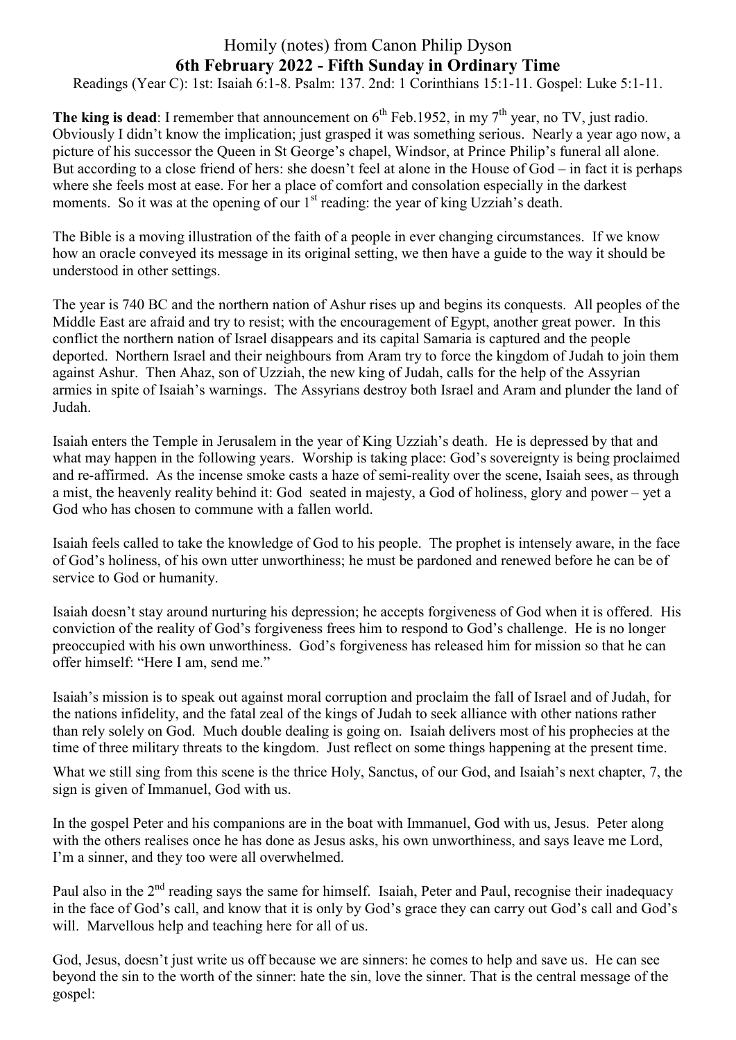# Homily (notes) from Canon Philip Dyson

## 6th February 2022 - Fifth Sunday in Ordinary Time

Readings (Year C): 1st: Isaiah 6:1-8. Psalm: 137. 2nd: 1 Corinthians 15:1-11. Gospel: Luke 5:1-11.

**The king is dead**: I remember that announcement on 6th Feb.1952, in my 7th year, no TV, just radio. Obviously I didn't know the implication; just grasped it was something serious. Nearly a year ago now, a picture of his successor the Queen in St George's chapel, Windsor, at Prince Philip's funeral all alone. But according to a close friend of hers: she doesn't feel at alone in the House of God – in fact it is perhaps where she feels most at ease. For her a place of comfort and consolation especially in the darkest moments. So it was at the opening of our 1st reading: the year of king Uzziah's death.

The Bible is a moving illustration of the faith of a people in ever changing circumstances. If we know how an oracle conveyed its message in its original setting, we then have a guide to the way it should be understood in other settings.

The year is 740 BC and the northern nation of Ashur rises up and begins its conquests. All peoples of the Middle East are afraid and try to resist; with the encouragement of Egypt, another great power. In this conflict the northern nation of Israel disappears and its capital Samaria is captured and the people deported. Northern Israel and their neighbours from Aram try to force the kingdom of Judah to join them against Ashur. Then Ahaz, son of Uzziah, the new king of Judah, calls for the help of the Assyrian armies in spite of Isaiah's warnings. The Assyrians destroy both Israel and Aram and plunder the land of Judah.

Isaiah enters the Temple in Jerusalem in the year of King Uzziah's death. He is depressed by that and what may happen in the following years. Worship is taking place: God's sovereignty is being proclaimed and re-affirmed. As the incense smoke casts a haze of semi-reality over the scene, Isaiah sees, as through a mist, the heavenly reality behind it: God seated in majesty, a God of holiness, glory and power – yet a God who has chosen to commune with a fallen world.

Isaiah feels called to take the knowledge of God to his people. The prophet is intensely aware, in the face of God's holiness, of his own utter unworthiness; he must be pardoned and renewed before he can be of service to God or humanity.

Isaiah doesn't stay around nurturing his depression; he accepts forgiveness of God when it is offered. His conviction of the reality of God's forgiveness frees him to respond to God's challenge. He is no longer preoccupied with his own unworthiness. God's forgiveness has released him for mission so that he can offer himself: "Here I am, send me."

Isaiah's mission is to speak out against moral corruption and proclaim the fall of Israel and of Judah, for the nations infidelity, and the fatal zeal of the kings of Judah to seek alliance with other nations rather than rely solely on God. Much double dealing is going on. Isaiah delivers most of his prophecies at the time of three military threats to the kingdom. Just reflect on some things happening at the present time.

What we still sing from this scene is the thrice Holy, Sanctus, of our God, and Isaiah's next chapter, 7, the sign is given of Immanuel, God with us.

In the gospel Peter and his companions are in the boat with Immanuel, God with us, Jesus. Peter along with the others realises once he has done as Jesus asks, his own unworthiness, and says leave me Lord, I'm a sinner, and they too were all overwhelmed.

Paul also in the 2nd reading says the same for himself. Isaiah, Peter and Paul, recognise their inadequacy in the face of God's call, and know that it is only by God's grace they can carry out God's call and God's will. Marvellous help and teaching here for all of us.

God, Jesus, doesn't just write us off because we are sinners: he comes to help and save us. He can see beyond the sin to the worth of the sinner: hate the sin, love the sinner. That is the central message of the gospel: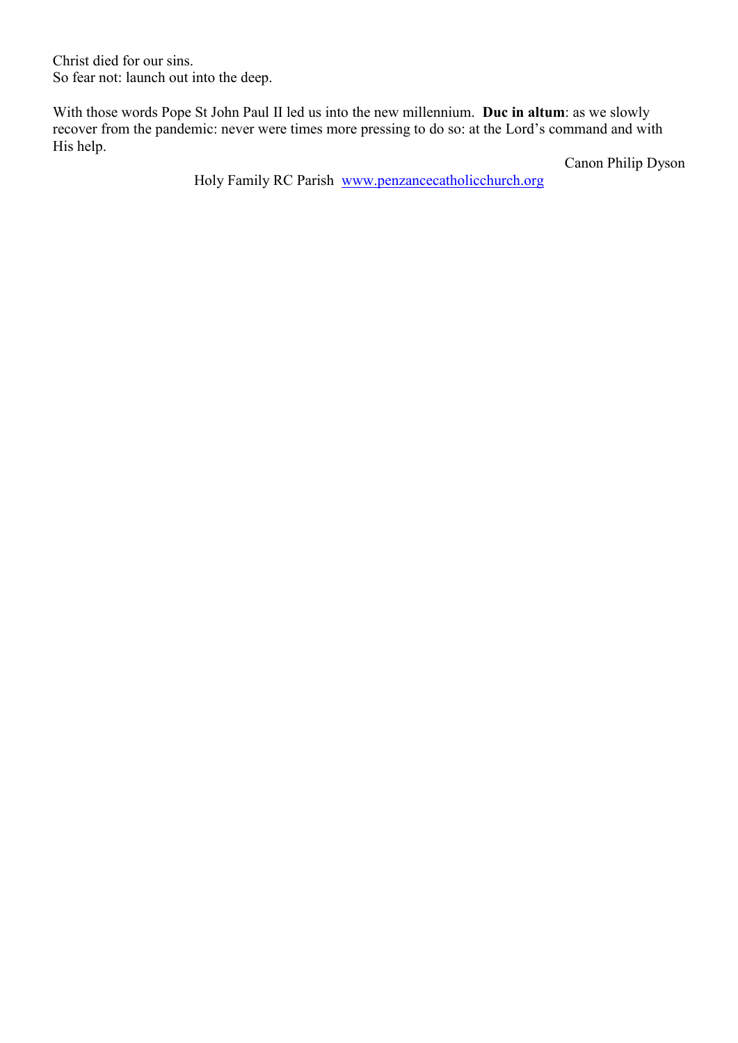Christ died for our sins.
So fear not: launch out into the deep.

With those words Pope St John Paul II led us into the new millennium. **Duc in altum**: as we slowly recover from the pandemic: never were times more pressing to do so: at the Lord's command and with His help.

Canon Philip Dyson

Holy Family RC Parish [www.penzancecatholicchurch.org](http://www.penzancecatholicchurch.org)